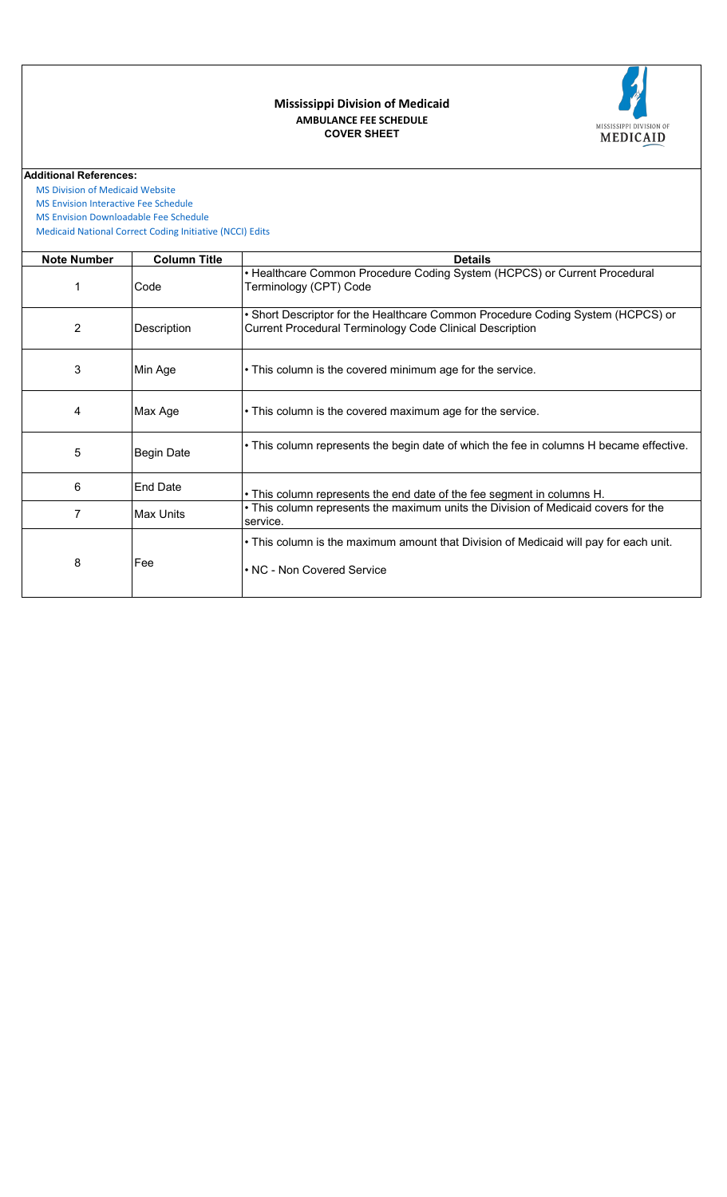# Mississippi Division of Medicaid

## AMBULANCE FEE SCHEDULE

## COVER SHEET

**Additional References:**

MS Division of Medicaid Website

MS Envision Interactive Fee Schedule

MS Envision Downloadable Fee Schedule

Medicaid National Correct Coding Initiative (NCCI) Edits

| Note Number | Column Title | Details |
| --- | --- | --- |
| 1 | Code | • Healthcare Common Procedure Coding System (HCPCS) or Current Procedural Terminology (CPT) Code |
| 2 | Description | • Short Descriptor for the Healthcare Common Procedure Coding System (HCPCS) or Current Procedural Terminology Code Clinical Description |
| 3 | Min Age | • This column is the covered minimum age for the service. |
| 4 | Max Age | • This column is the covered maximum age for the service. |
| 5 | Begin Date | • This column represents the begin date of which the fee in columns H became effective. |
| 6 | End Date | • This column represents the end date of the fee segment in columns H. |
| 7 | Max Units | • This column represents the maximum units the Division of Medicaid covers for the service. |
| 8 | Fee | • This column is the maximum amount that Division of Medicaid will pay for each unit.<br>• NC - Non Covered Service |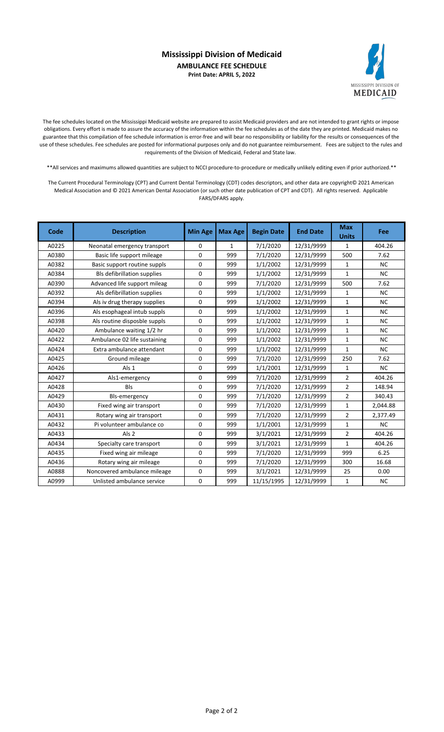# Mississippi Division of Medicaid

**AMBULANCE FEE SCHEDULE**

**Print Date: APRIL 5, 2022**

MISSISSIPPI DIVISION OF MEDICAID

The fee schedules located on the Mississippi Medicaid website are prepared to assist Medicaid providers and are not intended to grant rights or impose obligations. Every effort is made to assure the accuracy of the information within the fee schedules as of the date they are printed. Medicaid makes no guarantee that this compilation of fee schedule information is error-free and will bear no responsibility or liability for the results or consequences of the use of these schedules. Fee schedules are posted for informational purposes only and do not guarantee reimbursement. Fees are subject to the rules and requirements of the Division of Medicaid, Federal and State law.

**All services and maximums allowed quantities are subject to NCCI procedure-to-procedure or medically unlikely editing even if prior authorized.**

The Current Procedural Terminology (CPT) and Current Dental Terminology (CDT) codes descriptors, and other data are copyright© 2021 American Medical Association and © 2021 American Dental Association (or such other date publication of CPT and CDT). All rights reserved. Applicable FARS/DFARS apply.

| Code | Description | Min Age | Max Age | Begin Date | End Date | Max Units | Fee |
|---|---|---|---|---|---|---|---|
| A0225 | Neonatal emergency transport | 0 | 1 | 7/1/2020 | 12/31/9999 | 1 | 404.26 |
| A0380 | Basic life support mileage | 0 | 999 | 7/1/2020 | 12/31/9999 | 500 | 7.62 |
| A0382 | Basic support routine suppls | 0 | 999 | 1/1/2002 | 12/31/9999 | 1 | NC |
| A0384 | Bls defibrillation supplies | 0 | 999 | 1/1/2002 | 12/31/9999 | 1 | NC |
| A0390 | Advanced life support mileag | 0 | 999 | 7/1/2020 | 12/31/9999 | 500 | 7.62 |
| A0392 | Als defibrillation supplies | 0 | 999 | 1/1/2002 | 12/31/9999 | 1 | NC |
| A0394 | Als iv drug therapy supplies | 0 | 999 | 1/1/2002 | 12/31/9999 | 1 | NC |
| A0396 | Als esophageal intub suppls | 0 | 999 | 1/1/2002 | 12/31/9999 | 1 | NC |
| A0398 | Als routine disposble suppls | 0 | 999 | 1/1/2002 | 12/31/9999 | 1 | NC |
| A0420 | Ambulance waiting 1/2 hr | 0 | 999 | 1/1/2002 | 12/31/9999 | 1 | NC |
| A0422 | Ambulance 02 life sustaining | 0 | 999 | 1/1/2002 | 12/31/9999 | 1 | NC |
| A0424 | Extra ambulance attendant | 0 | 999 | 1/1/2002 | 12/31/9999 | 1 | NC |
| A0425 | Ground mileage | 0 | 999 | 7/1/2020 | 12/31/9999 | 250 | 7.62 |
| A0426 | Als 1 | 0 | 999 | 1/1/2001 | 12/31/9999 | 1 | NC |
| A0427 | Als1-emergency | 0 | 999 | 7/1/2020 | 12/31/9999 | 2 | 404.26 |
| A0428 | Bls | 0 | 999 | 7/1/2020 | 12/31/9999 | 2 | 148.94 |
| A0429 | Bls-emergency | 0 | 999 | 7/1/2020 | 12/31/9999 | 2 | 340.43 |
| A0430 | Fixed wing air transport | 0 | 999 | 7/1/2020 | 12/31/9999 | 1 | 2,044.88 |
| A0431 | Rotary wing air transport | 0 | 999 | 7/1/2020 | 12/31/9999 | 2 | 2,377.49 |
| A0432 | Pi volunteer ambulance co | 0 | 999 | 1/1/2001 | 12/31/9999 | 1 | NC |
| A0433 | Als 2 | 0 | 999 | 3/1/2021 | 12/31/9999 | 2 | 404.26 |
| A0434 | Specialty care transport | 0 | 999 | 3/1/2021 | 12/31/9999 | 1 | 404.26 |
| A0435 | Fixed wing air mileage | 0 | 999 | 7/1/2020 | 12/31/9999 | 999 | 6.25 |
| A0436 | Rotary wing air mileage | 0 | 999 | 7/1/2020 | 12/31/9999 | 300 | 16.68 |
| A0888 | Noncovered ambulance mileage | 0 | 999 | 3/1/2021 | 12/31/9999 | 25 | 0.00 |
| A0999 | Unlisted ambulance service | 0 | 999 | 11/15/1995 | 12/31/9999 | 1 | NC |